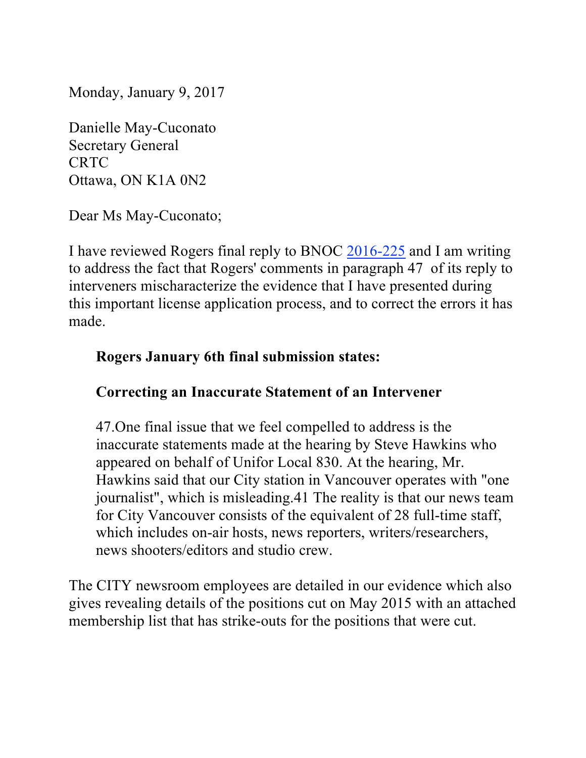Monday, January 9, 2017

Danielle May-Cuconato
Secretary General
CRTC
Ottawa, ON K1A 0N2

Dear Ms May-Cuconato;

I have reviewed Rogers final reply to BNOC [2016-225](2016-225) and I am writing to address the fact that Rogers' comments in paragraph 47 of its reply to interveners mischaracterize the evidence that I have presented during this important license application process, and to correct the errors it has made.

> **Rogers January 6th final submission states:**
>
> **Correcting an Inaccurate Statement of an Intervener**
>
> 47.One final issue that we feel compelled to address is the inaccurate statements made at the hearing by Steve Hawkins who appeared on behalf of Unifor Local 830. At the hearing, Mr. Hawkins said that our City station in Vancouver operates with "one journalist", which is misleading.41 The reality is that our news team for City Vancouver consists of the equivalent of 28 full-time staff, which includes on-air hosts, news reporters, writers/researchers, news shooters/editors and studio crew.

The CITY newsroom employees are detailed in our evidence which also gives revealing details of the positions cut on May 2015 with an attached membership list that has strike-outs for the positions that were cut.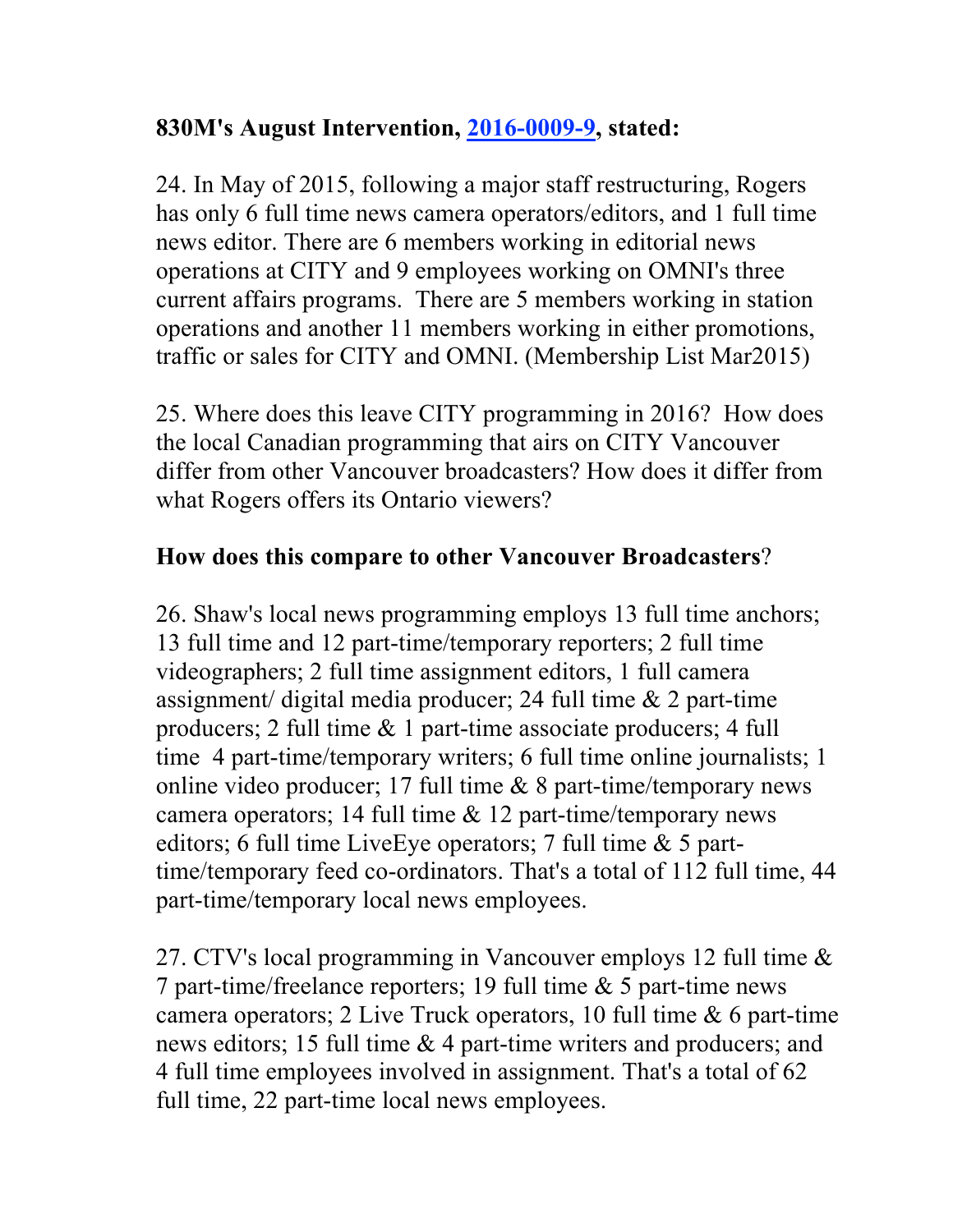**830M's August Intervention, 2016-0009-9, stated:**

24. In May of 2015, following a major staff restructuring, Rogers has only 6 full time news camera operators/editors, and 1 full time news editor. There are 6 members working in editorial news operations at CITY and 9 employees working on OMNI's three current affairs programs. There are 5 members working in station operations and another 11 members working in either promotions, traffic or sales for CITY and OMNI. (Membership List Mar2015)

25. Where does this leave CITY programming in 2016? How does the local Canadian programming that airs on CITY Vancouver differ from other Vancouver broadcasters? How does it differ from what Rogers offers its Ontario viewers?

**How does this compare to other Vancouver Broadcasters**?

26. Shaw's local news programming employs 13 full time anchors; 13 full time and 12 part-time/temporary reporters; 2 full time videographers; 2 full time assignment editors, 1 full camera assignment/ digital media producer; 24 full time & 2 part-time producers; 2 full time & 1 part-time associate producers; 4 full time 4 part-time/temporary writers; 6 full time online journalists; 1 online video producer; 17 full time & 8 part-time/temporary news camera operators; 14 full time & 12 part-time/temporary news editors; 6 full time LiveEye operators; 7 full time & 5 part-time/temporary feed co-ordinators. That's a total of 112 full time, 44 part-time/temporary local news employees.

27. CTV's local programming in Vancouver employs 12 full time & 7 part-time/freelance reporters; 19 full time & 5 part-time news camera operators; 2 Live Truck operators, 10 full time & 6 part-time news editors; 15 full time & 4 part-time writers and producers; and 4 full time employees involved in assignment. That's a total of 62 full time, 22 part-time local news employees.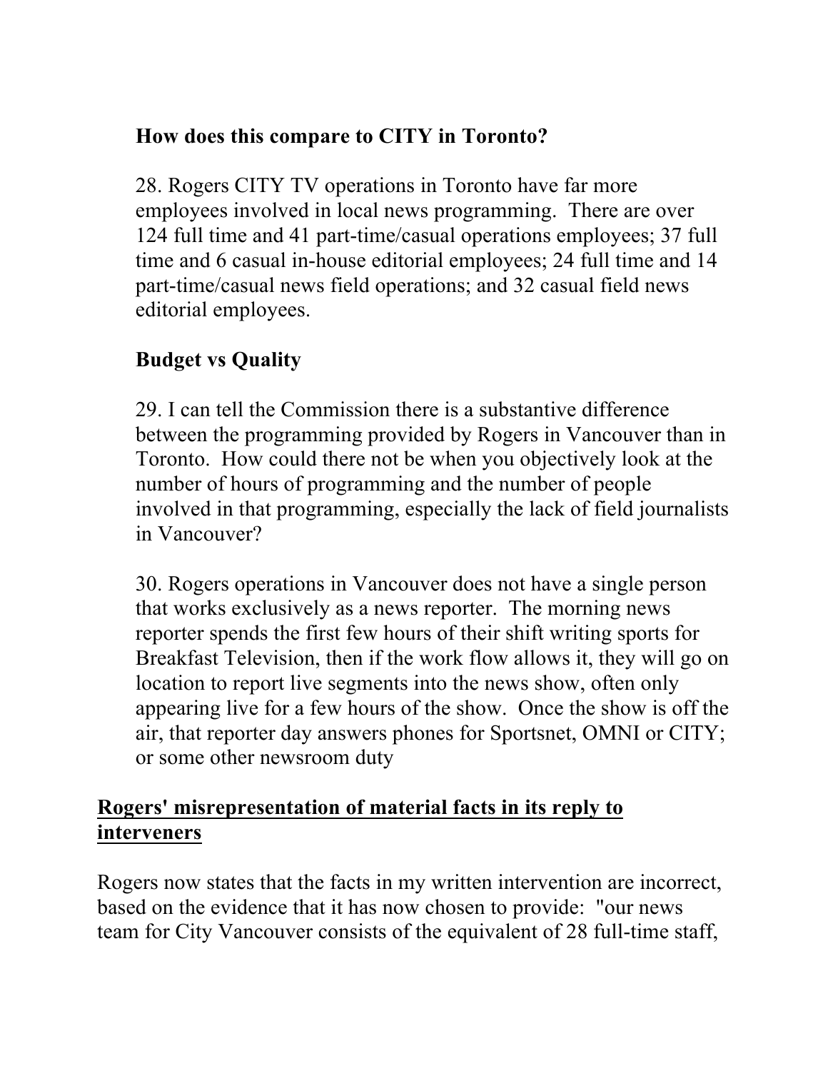### How does this compare to CITY in Toronto?

28. Rogers CITY TV operations in Toronto have far more employees involved in local news programming. There are over 124 full time and 41 part-time/casual operations employees; 37 full time and 6 casual in-house editorial employees; 24 full time and 14 part-time/casual news field operations; and 32 casual field news editorial employees.

### Budget vs Quality

29. I can tell the Commission there is a substantive difference between the programming provided by Rogers in Vancouver than in Toronto. How could there not be when you objectively look at the number of hours of programming and the number of people involved in that programming, especially the lack of field journalists in Vancouver?

30. Rogers operations in Vancouver does not have a single person that works exclusively as a news reporter. The morning news reporter spends the first few hours of their shift writing sports for Breakfast Television, then if the work flow allows it, they will go on location to report live segments into the news show, often only appearing live for a few hours of the show. Once the show is off the air, that reporter day answers phones for Sportsnet, OMNI or CITY; or some other newsroom duty

## Rogers' misrepresentation of material facts in its reply to interveners

Rogers now states that the facts in my written intervention are incorrect, based on the evidence that it has now chosen to provide: "our news team for City Vancouver consists of the equivalent of 28 full-time staff,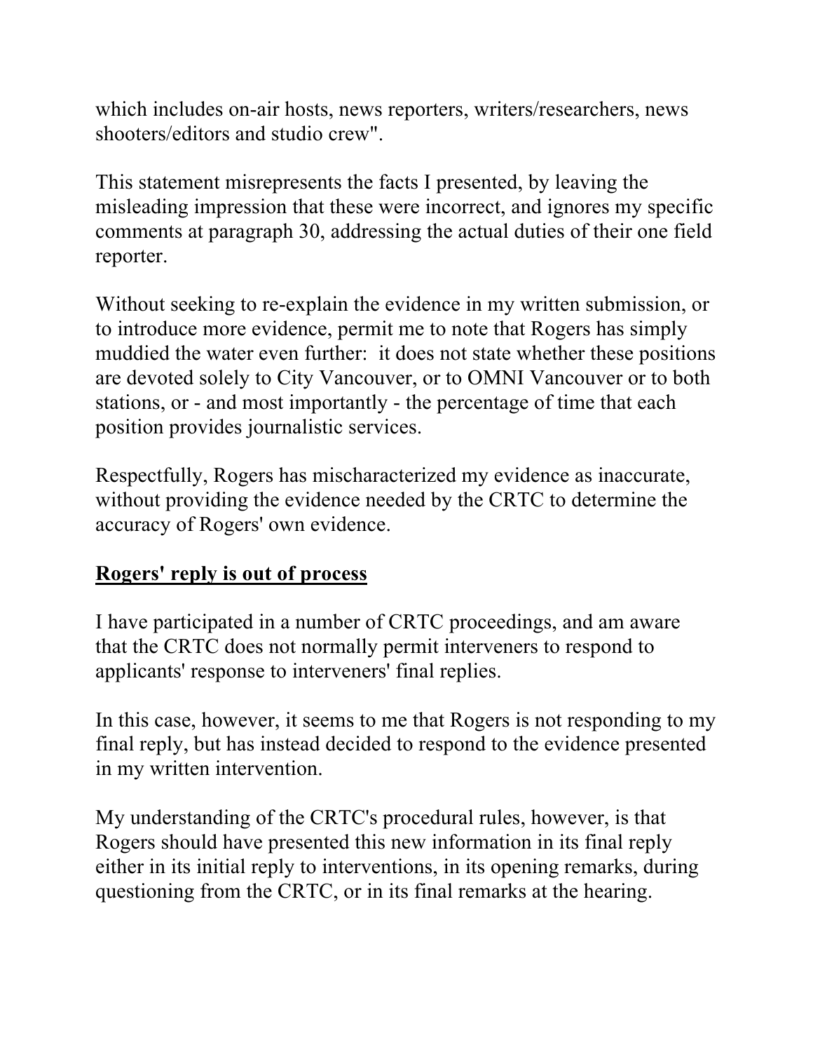which includes on-air hosts, news reporters, writers/researchers, news shooters/editors and studio crew".

This statement misrepresents the facts I presented, by leaving the misleading impression that these were incorrect, and ignores my specific comments at paragraph 30, addressing the actual duties of their one field reporter.

Without seeking to re-explain the evidence in my written submission, or to introduce more evidence, permit me to note that Rogers has simply muddied the water even further:  it does not state whether these positions are devoted solely to City Vancouver, or to OMNI Vancouver or to both stations, or - and most importantly - the percentage of time that each position provides journalistic services.

Respectfully, Rogers has mischaracterized my evidence as inaccurate, without providing the evidence needed by the CRTC to determine the accuracy of Rogers' own evidence.

## **Rogers' reply is out of process**

I have participated in a number of CRTC proceedings, and am aware that the CRTC does not normally permit interveners to respond to applicants' response to interveners' final replies.

In this case, however, it seems to me that Rogers is not responding to my final reply, but has instead decided to respond to the evidence presented in my written intervention.

My understanding of the CRTC's procedural rules, however, is that Rogers should have presented this new information in its final reply either in its initial reply to interventions, in its opening remarks, during questioning from the CRTC, or in its final remarks at the hearing.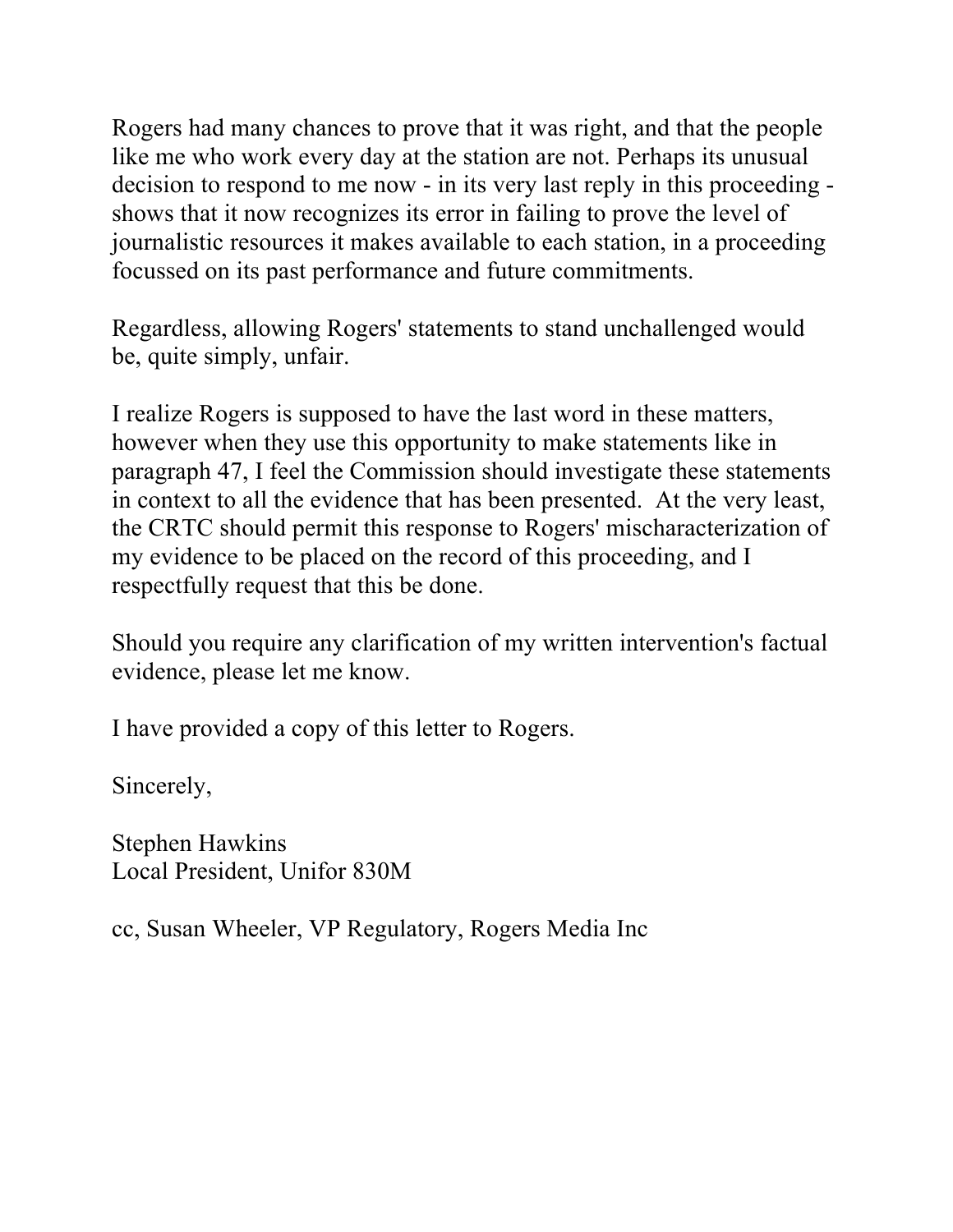Rogers had many chances to prove that it was right, and that the people like me who work every day at the station are not. Perhaps its unusual decision to respond to me now - in its very last reply in this proceeding - shows that it now recognizes its error in failing to prove the level of journalistic resources it makes available to each station, in a proceeding focussed on its past performance and future commitments.

Regardless, allowing Rogers' statements to stand unchallenged would be, quite simply, unfair.

I realize Rogers is supposed to have the last word in these matters, however when they use this opportunity to make statements like in paragraph 47, I feel the Commission should investigate these statements in context to all the evidence that has been presented. At the very least, the CRTC should permit this response to Rogers' mischaracterization of my evidence to be placed on the record of this proceeding, and I respectfully request that this be done.

Should you require any clarification of my written intervention's factual evidence, please let me know.

I have provided a copy of this letter to Rogers.

Sincerely,

Stephen Hawkins
Local President, Unifor 830M

cc, Susan Wheeler, VP Regulatory, Rogers Media Inc